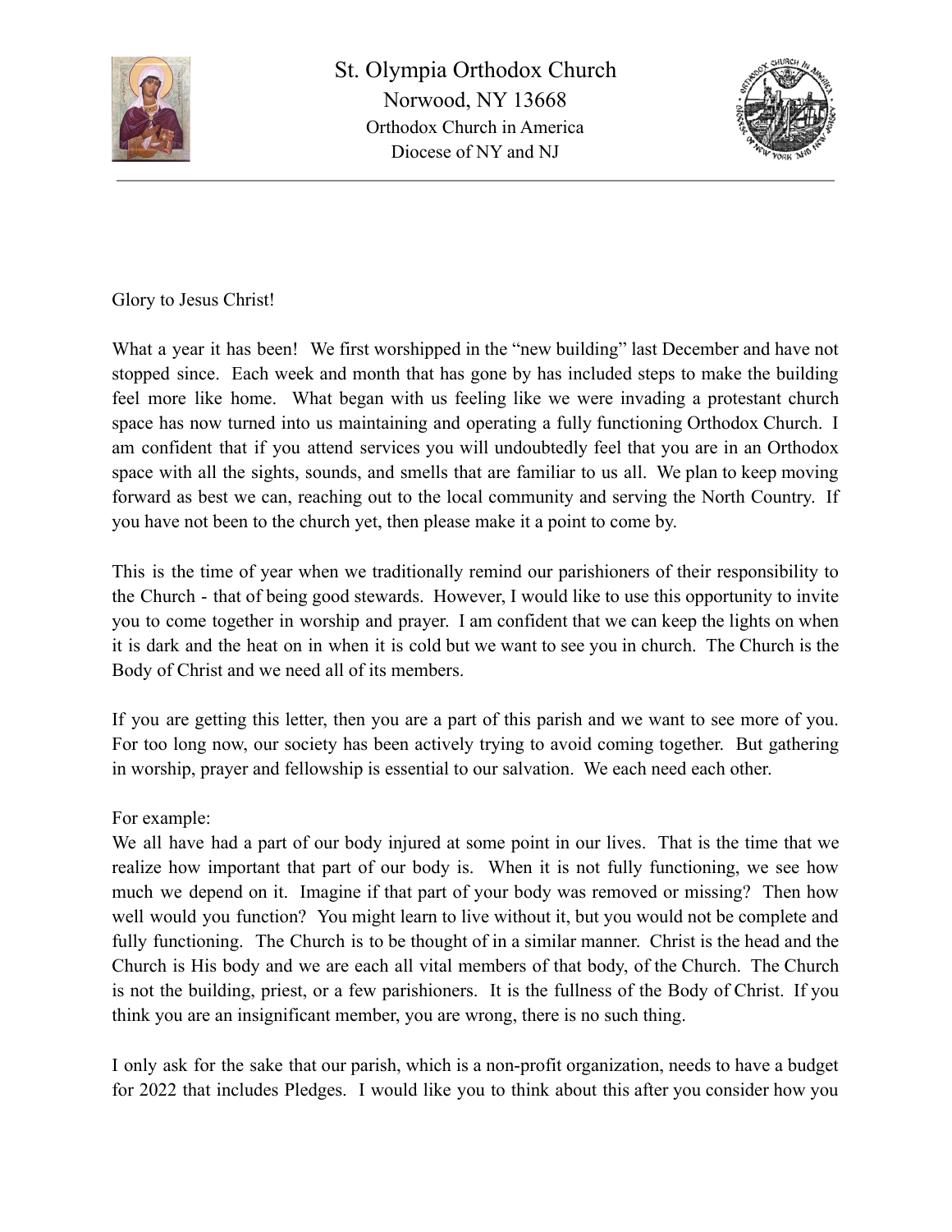# St. Olympia Orthodox Church

Norwood, NY 13668

Orthodox Church in America

Diocese of NY and NJ

---

Glory to Jesus Christ!

What a year it has been! We first worshipped in the "new building" last December and have not stopped since. Each week and month that has gone by has included steps to make the building feel more like home. What began with us feeling like we were invading a protestant church space has now turned into us maintaining and operating a fully functioning Orthodox Church. I am confident that if you attend services you will undoubtedly feel that you are in an Orthodox space with all the sights, sounds, and smells that are familiar to us all. We plan to keep moving forward as best we can, reaching out to the local community and serving the North Country. If you have not been to the church yet, then please make it a point to come by.

This is the time of year when we traditionally remind our parishioners of their responsibility to the Church - that of being good stewards. However, I would like to use this opportunity to invite you to come together in worship and prayer. I am confident that we can keep the lights on when it is dark and the heat on in when it is cold but we want to see you in church. The Church is the Body of Christ and we need all of its members.

If you are getting this letter, then you are a part of this parish and we want to see more of you. For too long now, our society has been actively trying to avoid coming together. But gathering in worship, prayer and fellowship is essential to our salvation. We each need each other.

For example:
We all have had a part of our body injured at some point in our lives. That is the time that we realize how important that part of our body is. When it is not fully functioning, we see how much we depend on it. Imagine if that part of your body was removed or missing? Then how well would you function? You might learn to live without it, but you would not be complete and fully functioning. The Church is to be thought of in a similar manner. Christ is the head and the Church is His body and we are each all vital members of that body, of the Church. The Church is not the building, priest, or a few parishioners. It is the fullness of the Body of Christ. If you think you are an insignificant member, you are wrong, there is no such thing.

I only ask for the sake that our parish, which is a non-profit organization, needs to have a budget for 2022 that includes Pledges. I would like you to think about this after you consider how you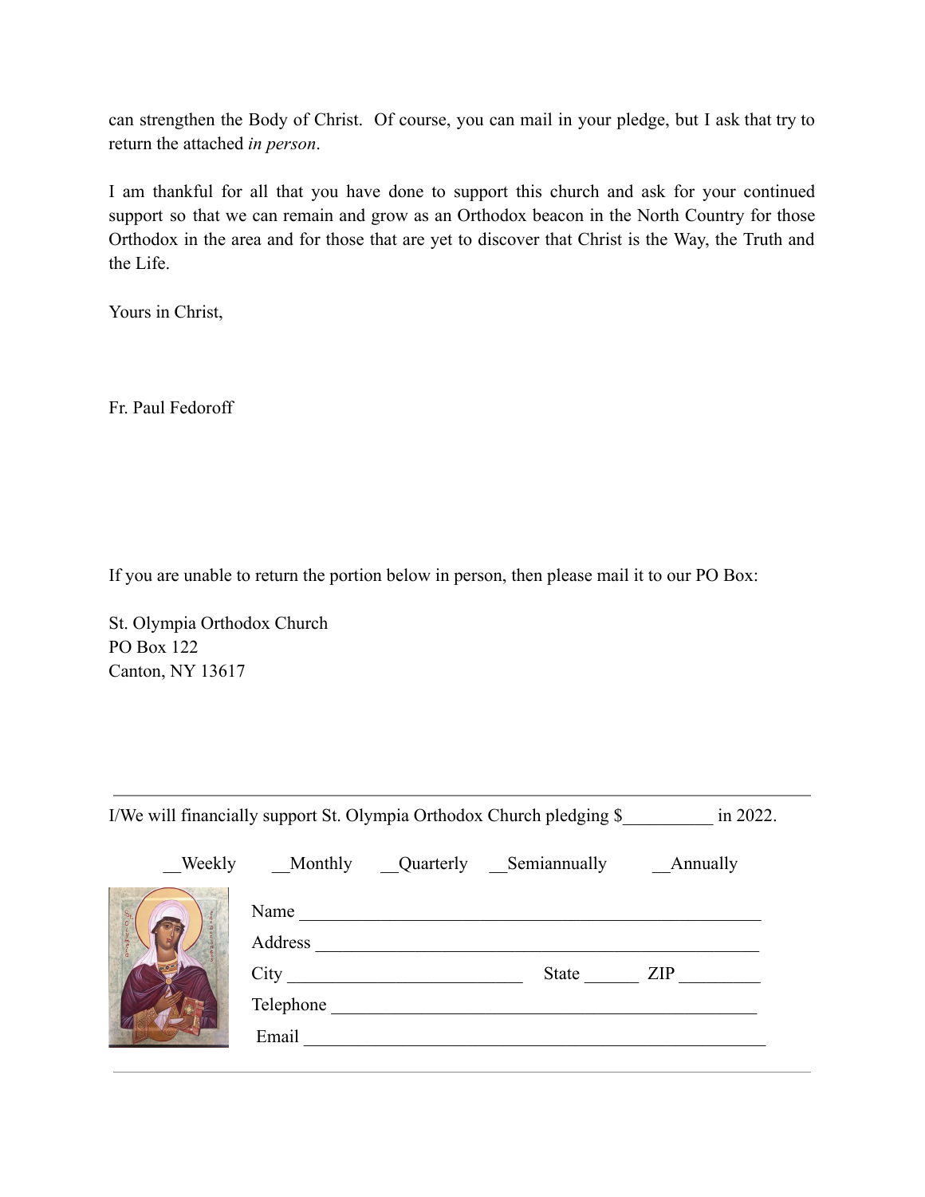can strengthen the Body of Christ. Of course, you can mail in your pledge, but I ask that try to return the attached *in person*.

I am thankful for all that you have done to support this church and ask for your continued support so that we can remain and grow as an Orthodox beacon in the North Country for those Orthodox in the area and for those that are yet to discover that Christ is the Way, the Truth and the Life.

Yours in Christ,

Fr. Paul Fedoroff

If you are unable to return the portion below in person, then please mail it to our PO Box:

St. Olympia Orthodox Church
PO Box 122
Canton, NY 13617

---

I/We will financially support St. Olympia Orthodox Church pledging $__________ in 2022.

__Weekly __Monthly __Quarterly __Semiannually __Annually

Name ______________________________________________________

Address ____________________________________________________

City __________________________ State ______ ZIP _________

Telephone ___________________________________________________

Email ______________________________________________________

---